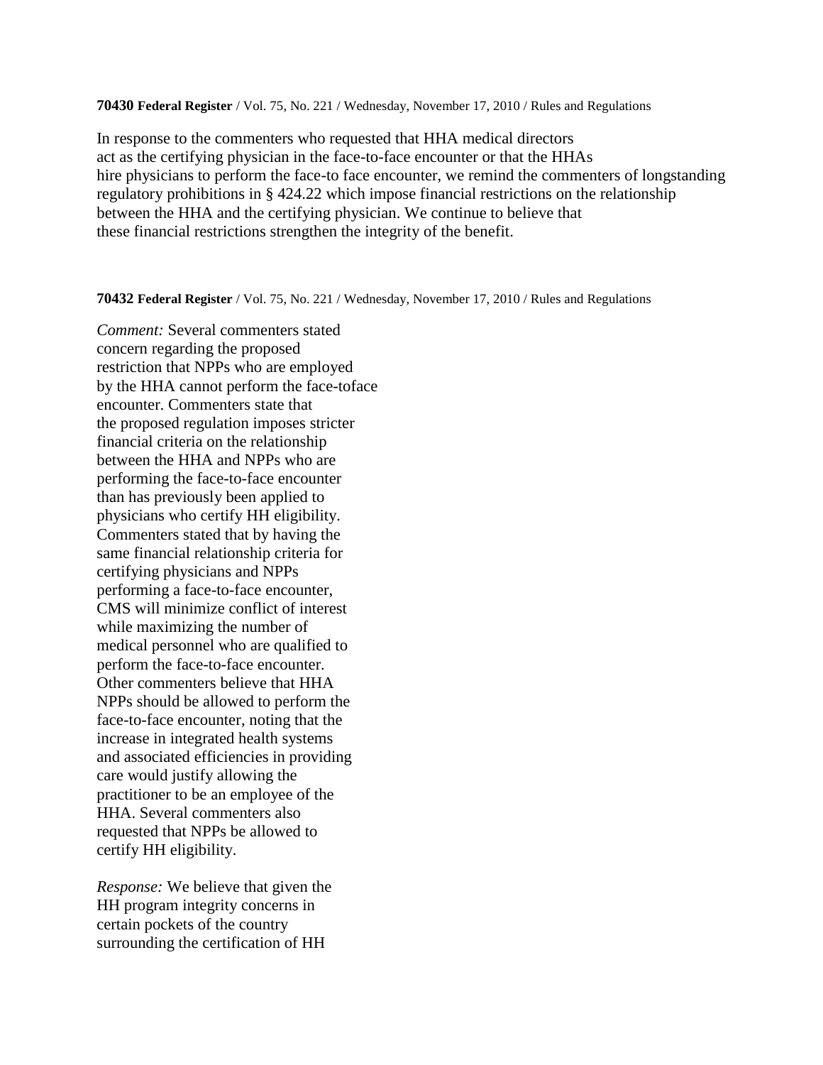**70430 Federal Register** / Vol. 75, No. 221 / Wednesday, November 17, 2010 / Rules and Regulations

In response to the commenters who requested that HHA medical directors act as the certifying physician in the face-to-face encounter or that the HHAs hire physicians to perform the face-to face encounter, we remind the commenters of longstanding regulatory prohibitions in § 424.22 which impose financial restrictions on the relationship between the HHA and the certifying physician. We continue to believe that these financial restrictions strengthen the integrity of the benefit.

**70432 Federal Register** / Vol. 75, No. 221 / Wednesday, November 17, 2010 / Rules and Regulations

*Comment:* Several commenters stated concern regarding the proposed restriction that NPPs who are employed by the HHA cannot perform the face-toface encounter. Commenters state that the proposed regulation imposes stricter financial criteria on the relationship between the HHA and NPPs who are performing the face-to-face encounter than has previously been applied to physicians who certify HH eligibility. Commenters stated that by having the same financial relationship criteria for certifying physicians and NPPs performing a face-to-face encounter, CMS will minimize conflict of interest while maximizing the number of medical personnel who are qualified to perform the face-to-face encounter. Other commenters believe that HHA NPPs should be allowed to perform the face-to-face encounter, noting that the increase in integrated health systems and associated efficiencies in providing care would justify allowing the practitioner to be an employee of the HHA. Several commenters also requested that NPPs be allowed to certify HH eligibility.

*Response:* We believe that given the HH program integrity concerns in certain pockets of the country surrounding the certification of HH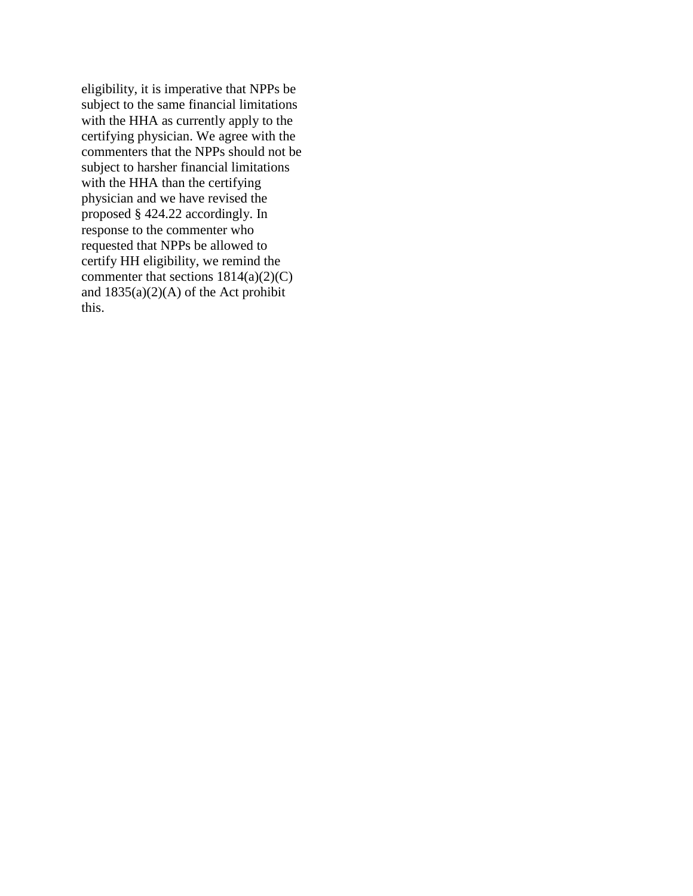eligibility, it is imperative that NPPs be subject to the same financial limitations with the HHA as currently apply to the certifying physician. We agree with the commenters that the NPPs should not be subject to harsher financial limitations with the HHA than the certifying physician and we have revised the proposed § 424.22 accordingly. In response to the commenter who requested that NPPs be allowed to certify HH eligibility, we remind the commenter that sections 1814(a)(2)(C) and 1835(a)(2)(A) of the Act prohibit this.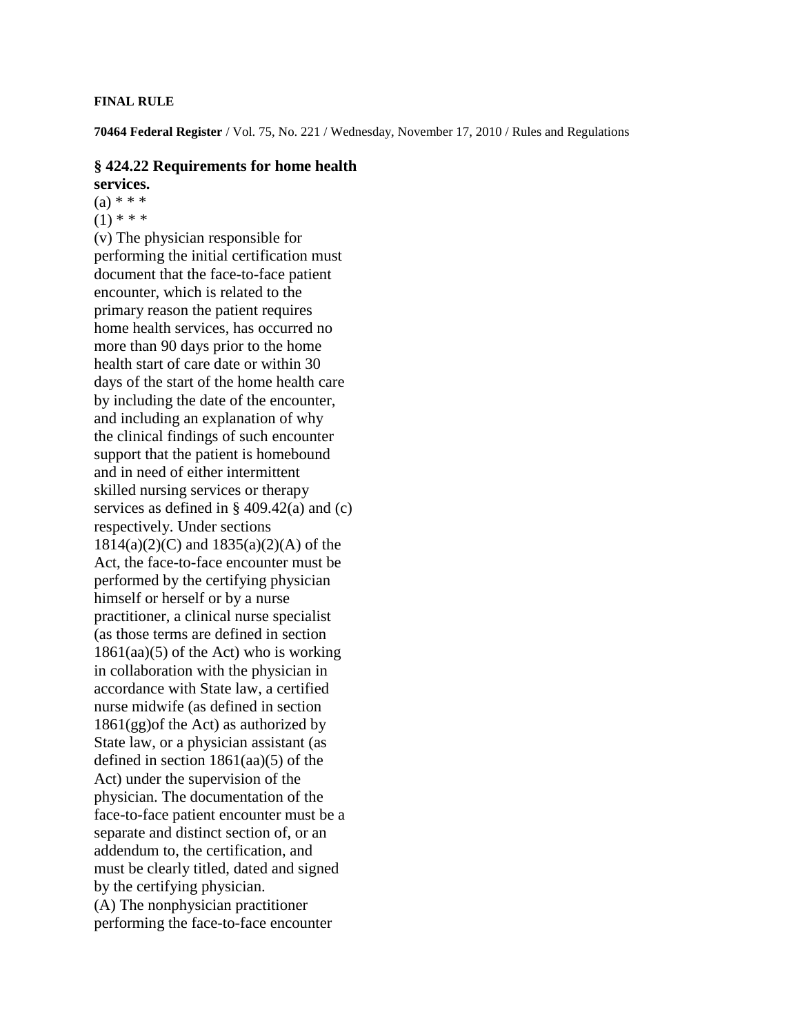**FINAL RULE**

**70464 Federal Register** / Vol. 75, No. 221 / Wednesday, November 17, 2010 / Rules and Regulations

### § 424.22 Requirements for home health services.

(a) * * *

(1) * * *

(v) The physician responsible for performing the initial certification must document that the face-to-face patient encounter, which is related to the primary reason the patient requires home health services, has occurred no more than 90 days prior to the home health start of care date or within 30 days of the start of the home health care by including the date of the encounter, and including an explanation of why the clinical findings of such encounter support that the patient is homebound and in need of either intermittent skilled nursing services or therapy services as defined in § 409.42(a) and (c) respectively. Under sections 1814(a)(2)(C) and 1835(a)(2)(A) of the Act, the face-to-face encounter must be performed by the certifying physician himself or herself or by a nurse practitioner, a clinical nurse specialist (as those terms are defined in section 1861(aa)(5) of the Act) who is working in collaboration with the physician in accordance with State law, a certified nurse midwife (as defined in section 1861(gg)of the Act) as authorized by State law, or a physician assistant (as defined in section 1861(aa)(5) of the Act) under the supervision of the physician. The documentation of the face-to-face patient encounter must be a separate and distinct section of, or an addendum to, the certification, and must be clearly titled, dated and signed by the certifying physician.

(A) The nonphysician practitioner performing the face-to-face encounter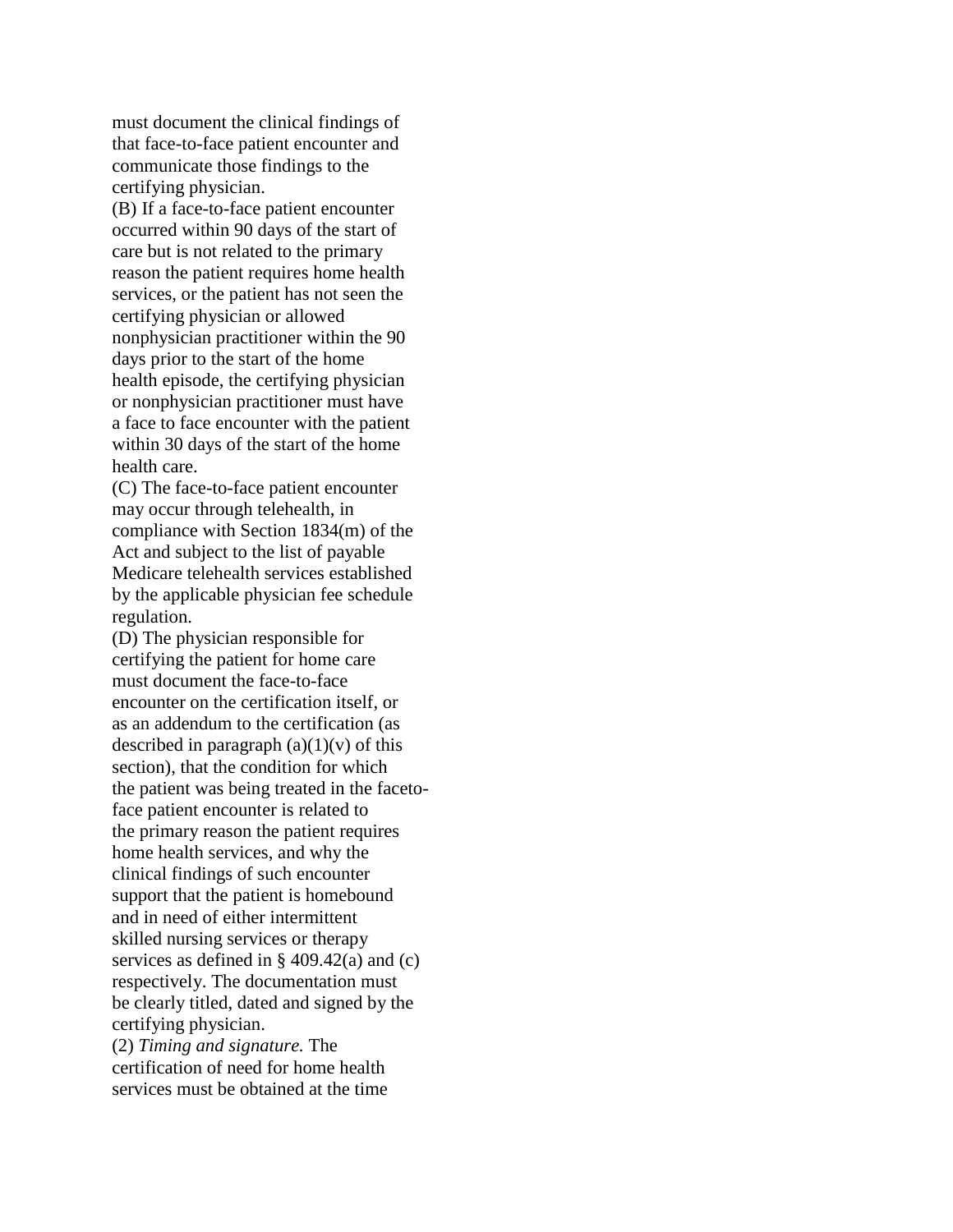must document the clinical findings of that face-to-face patient encounter and communicate those findings to the certifying physician.

(B) If a face-to-face patient encounter occurred within 90 days of the start of care but is not related to the primary reason the patient requires home health services, or the patient has not seen the certifying physician or allowed nonphysician practitioner within the 90 days prior to the start of the home health episode, the certifying physician or nonphysician practitioner must have a face to face encounter with the patient within 30 days of the start of the home health care.

(C) The face-to-face patient encounter may occur through telehealth, in compliance with Section 1834(m) of the Act and subject to the list of payable Medicare telehealth services established by the applicable physician fee schedule regulation.

(D) The physician responsible for certifying the patient for home care must document the face-to-face encounter on the certification itself, or as an addendum to the certification (as described in paragraph (a)(1)(v) of this section), that the condition for which the patient was being treated in the faceto-face patient encounter is related to the primary reason the patient requires home health services, and why the clinical findings of such encounter support that the patient is homebound and in need of either intermittent skilled nursing services or therapy services as defined in § 409.42(a) and (c) respectively. The documentation must be clearly titled, dated and signed by the certifying physician.

(2) *Timing and signature.* The certification of need for home health services must be obtained at the time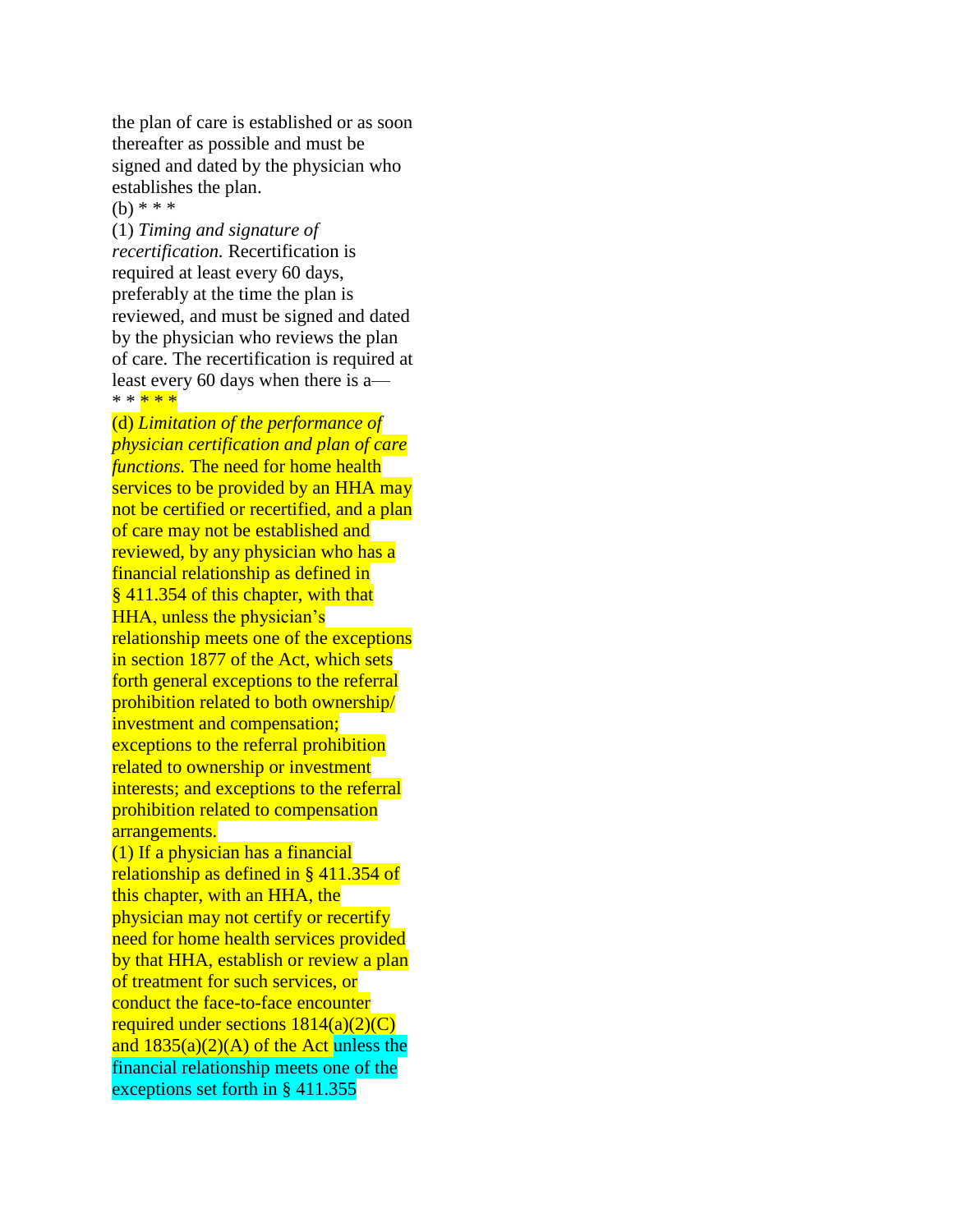the plan of care is established or as soon thereafter as possible and must be signed and dated by the physician who establishes the plan.

(b) * * *

(1) *Timing and signature of recertification.* Recertification is required at least every 60 days, preferably at the time the plan is reviewed, and must be signed and dated by the physician who reviews the plan of care. The recertification is required at least every 60 days when there is a—

* * * * *

(d) *Limitation of the performance of physician certification and plan of care functions.* The need for home health services to be provided by an HHA may not be certified or recertified, and a plan of care may not be established and reviewed, by any physician who has a financial relationship as defined in § 411.354 of this chapter, with that HHA, unless the physician's relationship meets one of the exceptions in section 1877 of the Act, which sets forth general exceptions to the referral prohibition related to both ownership/ investment and compensation; exceptions to the referral prohibition related to ownership or investment interests; and exceptions to the referral prohibition related to compensation arrangements.

(1) If a physician has a financial relationship as defined in § 411.354 of this chapter, with an HHA, the physician may not certify or recertify need for home health services provided by that HHA, establish or review a plan of treatment for such services, or conduct the face-to-face encounter required under sections 1814(a)(2)(C) and 1835(a)(2)(A) of the Act unless the financial relationship meets one of the exceptions set forth in § 411.355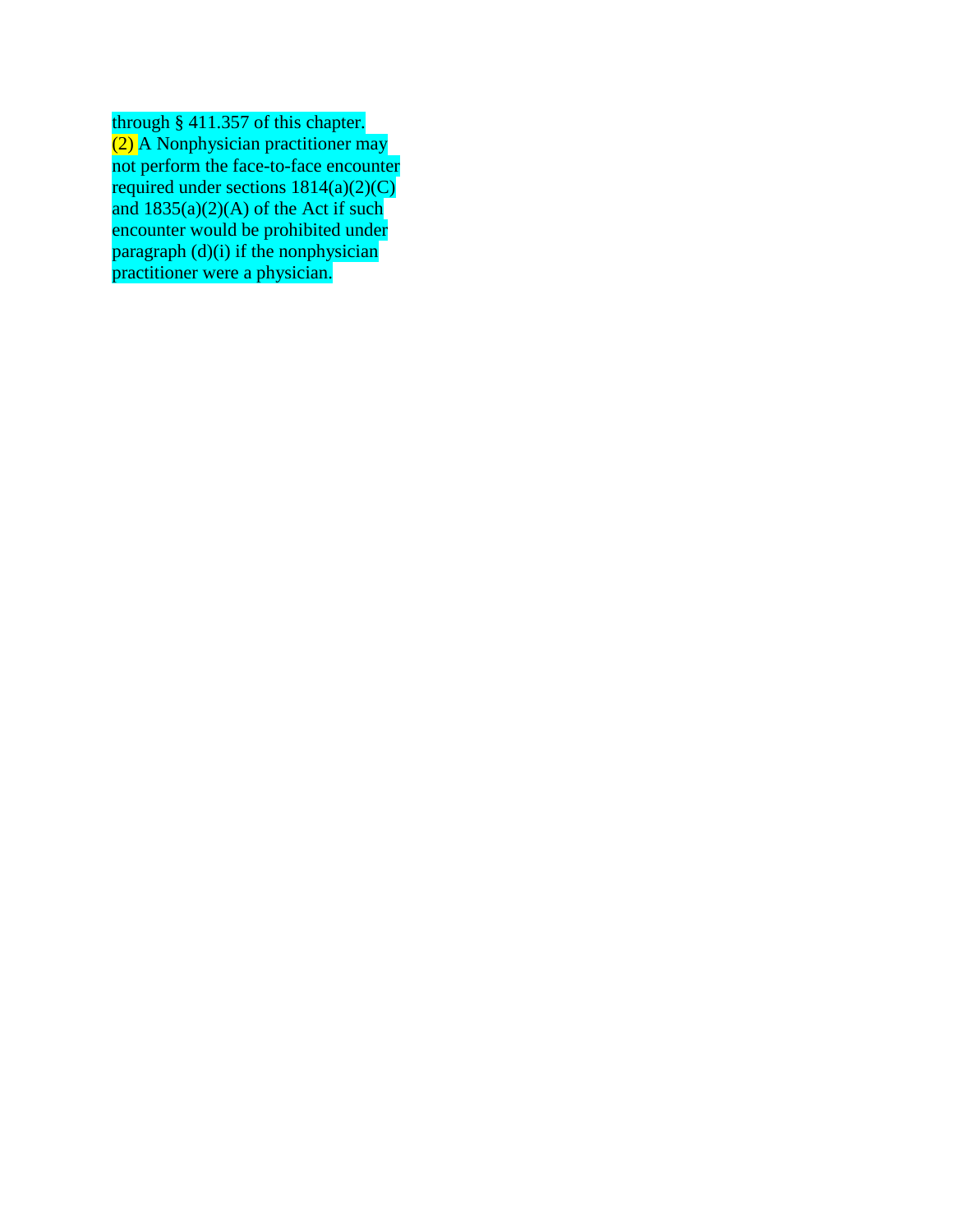through § 411.357 of this chapter.

(2) A Nonphysician practitioner may not perform the face-to-face encounter required under sections 1814(a)(2)(C) and 1835(a)(2)(A) of the Act if such encounter would be prohibited under paragraph (d)(i) if the nonphysician practitioner were a physician.